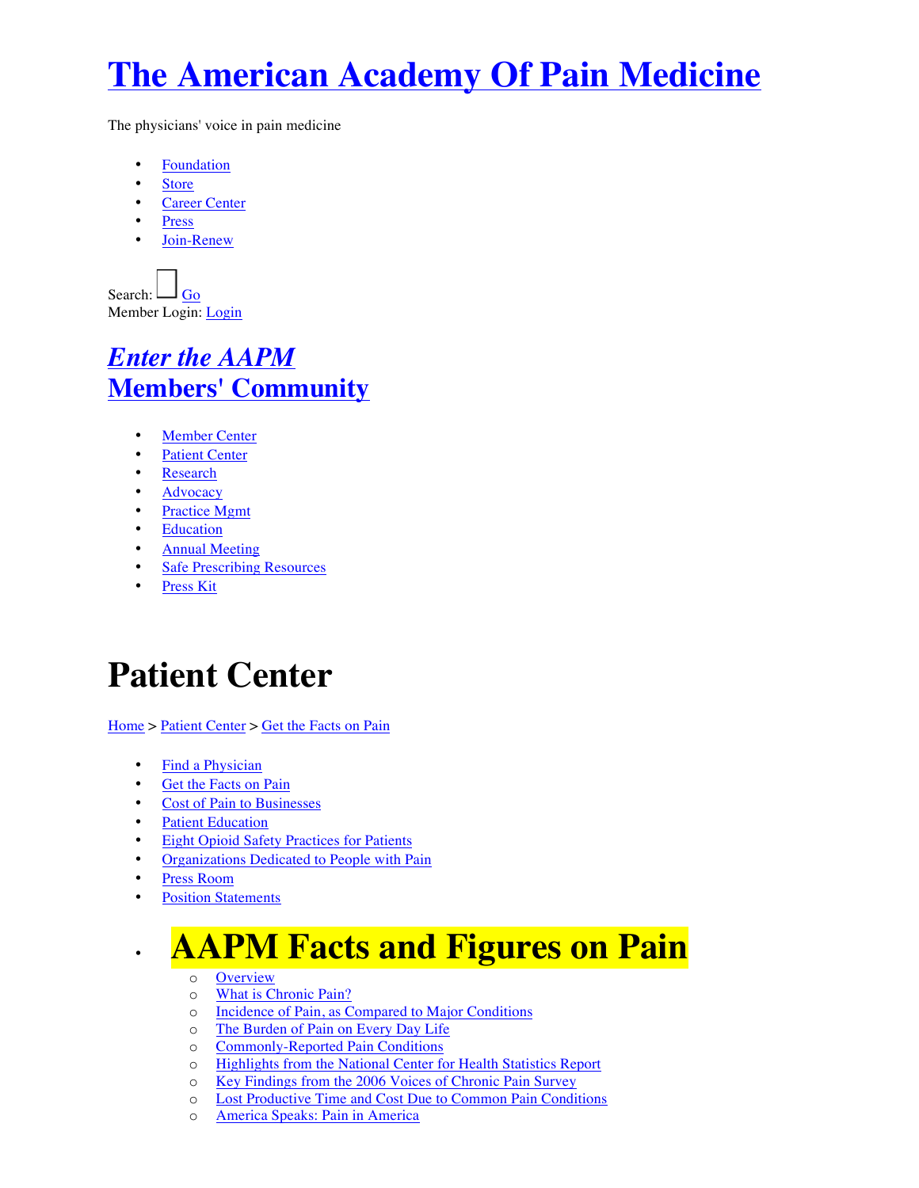# The American Academy Of Pain Medicine

The physicians' voice in pain medicine

- Foundation
- Store
- Career Center
- Press
- Join-Renew

Search: Go
Member Login: Login

## *Enter the AAPM* Members' Community

- Member Center
- Patient Center
- Research
- Advocacy
- Practice Mgmt
- Education
- Annual Meeting
- Safe Prescribing Resources
- Press Kit

# Patient Center

Home > Patient Center > Get the Facts on Pain

- Find a Physician
- Get the Facts on Pain
- Cost of Pain to Businesses
- Patient Education
- Eight Opioid Safety Practices for Patients
- Organizations Dedicated to People with Pain
- Press Room
- Position Statements
- # AAPM Facts and Figures on Pain
  - Overview
  - What is Chronic Pain?
  - Incidence of Pain, as Compared to Major Conditions
  - The Burden of Pain on Every Day Life
  - Commonly-Reported Pain Conditions
  - Highlights from the National Center for Health Statistics Report
  - Key Findings from the 2006 Voices of Chronic Pain Survey
  - Lost Productive Time and Cost Due to Common Pain Conditions
  - America Speaks: Pain in America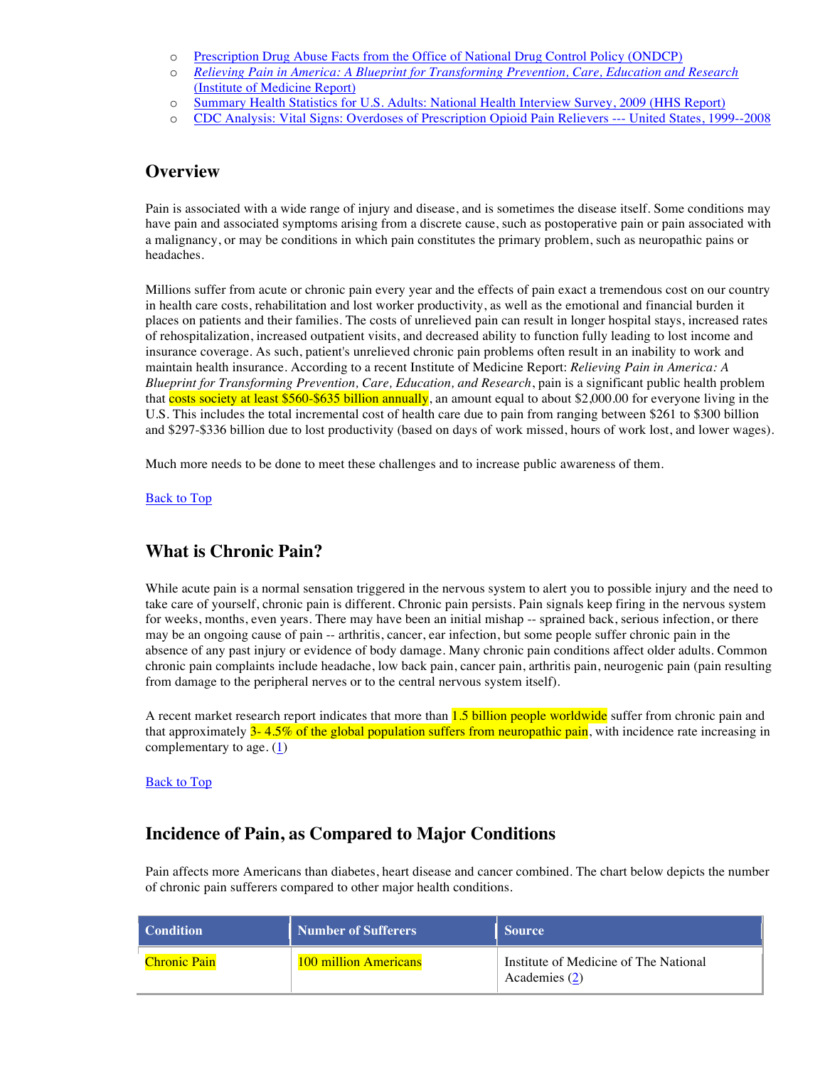- Prescription Drug Abuse Facts from the Office of National Drug Control Policy (ONDCP)
- *Relieving Pain in America: A Blueprint for Transforming Prevention, Care, Education and Research* (Institute of Medicine Report)
- Summary Health Statistics for U.S. Adults: National Health Interview Survey, 2009 (HHS Report)
- CDC Analysis: Vital Signs: Overdoses of Prescription Opioid Pain Relievers --- United States, 1999--2008

## Overview

Pain is associated with a wide range of injury and disease, and is sometimes the disease itself. Some conditions may have pain and associated symptoms arising from a discrete cause, such as postoperative pain or pain associated with a malignancy, or may be conditions in which pain constitutes the primary problem, such as neuropathic pains or headaches.

Millions suffer from acute or chronic pain every year and the effects of pain exact a tremendous cost on our country in health care costs, rehabilitation and lost worker productivity, as well as the emotional and financial burden it places on patients and their families. The costs of unrelieved pain can result in longer hospital stays, increased rates of rehospitalization, increased outpatient visits, and decreased ability to function fully leading to lost income and insurance coverage. As such, patient's unrelieved chronic pain problems often result in an inability to work and maintain health insurance. According to a recent Institute of Medicine Report: *Relieving Pain in America: A Blueprint for Transforming Prevention, Care, Education, and Research*, pain is a significant public health problem that costs society at least $560-$635 billion annually, an amount equal to about $2,000.00 for everyone living in the U.S. This includes the total incremental cost of health care due to pain from ranging between $261 to $300 billion and $297-$336 billion due to lost productivity (based on days of work missed, hours of work lost, and lower wages).

Much more needs to be done to meet these challenges and to increase public awareness of them.

Back to Top

## What is Chronic Pain?

While acute pain is a normal sensation triggered in the nervous system to alert you to possible injury and the need to take care of yourself, chronic pain is different. Chronic pain persists. Pain signals keep firing in the nervous system for weeks, months, even years. There may have been an initial mishap -- sprained back, serious infection, or there may be an ongoing cause of pain -- arthritis, cancer, ear infection, but some people suffer chronic pain in the absence of any past injury or evidence of body damage. Many chronic pain conditions affect older adults. Common chronic pain complaints include headache, low back pain, cancer pain, arthritis pain, neurogenic pain (pain resulting from damage to the peripheral nerves or to the central nervous system itself).

A recent market research report indicates that more than 1.5 billion people worldwide suffer from chronic pain and that approximately 3- 4.5% of the global population suffers from neuropathic pain, with incidence rate increasing in complementary to age. (1)

Back to Top

## Incidence of Pain, as Compared to Major Conditions

Pain affects more Americans than diabetes, heart disease and cancer combined. The chart below depicts the number of chronic pain sufferers compared to other major health conditions.

| Condition | Number of Sufferers | Source |
|---|---|---|
| Chronic Pain | 100 million Americans | Institute of Medicine of The National Academies (2) |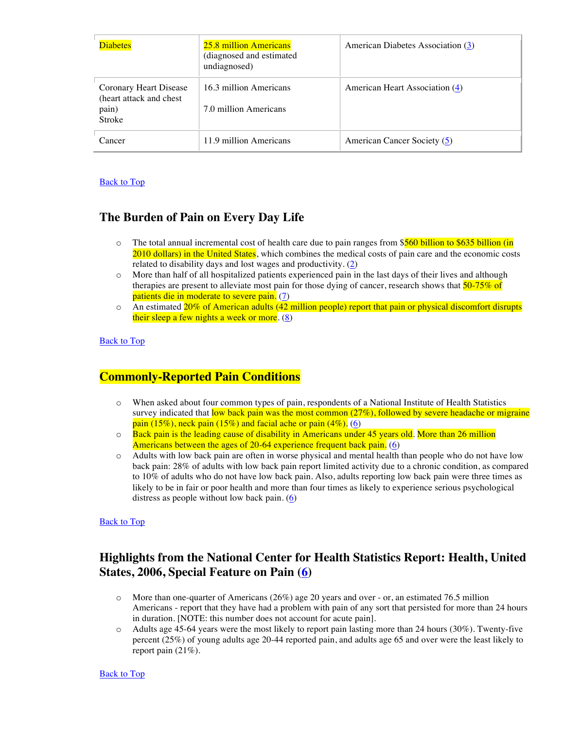| Diabetes | 25.8 million Americans (diagnosed and estimated undiagnosed) | American Diabetes Association (3) |
|---|---|---|
| Coronary Heart Disease (heart attack and chest pain)<br>Stroke | 16.3 million Americans<br><br>7.0 million Americans | American Heart Association (4) |
| Cancer | 11.9 million Americans | American Cancer Society (5) |

Back to Top

## The Burden of Pain on Every Day Life

- The total annual incremental cost of health care due to pain ranges from $560 billion to $635 billion (in 2010 dollars) in the United States, which combines the medical costs of pain care and the economic costs related to disability days and lost wages and productivity. (2)
- More than half of all hospitalized patients experienced pain in the last days of their lives and although therapies are present to alleviate most pain for those dying of cancer, research shows that 50-75% of patients die in moderate to severe pain. (7)
- An estimated 20% of American adults (42 million people) report that pain or physical discomfort disrupts their sleep a few nights a week or more. (8)

Back to Top

## Commonly-Reported Pain Conditions

- When asked about four common types of pain, respondents of a National Institute of Health Statistics survey indicated that low back pain was the most common (27%), followed by severe headache or migraine pain (15%), neck pain (15%) and facial ache or pain (4%). (6)
- Back pain is the leading cause of disability in Americans under 45 years old. More than 26 million Americans between the ages of 20-64 experience frequent back pain. (6)
- Adults with low back pain are often in worse physical and mental health than people who do not have low back pain: 28% of adults with low back pain report limited activity due to a chronic condition, as compared to 10% of adults who do not have low back pain. Also, adults reporting low back pain were three times as likely to be in fair or poor health and more than four times as likely to experience serious psychological distress as people without low back pain. (6)

Back to Top

## Highlights from the National Center for Health Statistics Report: Health, United States, 2006, Special Feature on Pain (6)

- More than one-quarter of Americans (26%) age 20 years and over - or, an estimated 76.5 million Americans - report that they have had a problem with pain of any sort that persisted for more than 24 hours in duration. [NOTE: this number does not account for acute pain].
- Adults age 45-64 years were the most likely to report pain lasting more than 24 hours (30%). Twenty-five percent (25%) of young adults age 20-44 reported pain, and adults age 65 and over were the least likely to report pain (21%).

Back to Top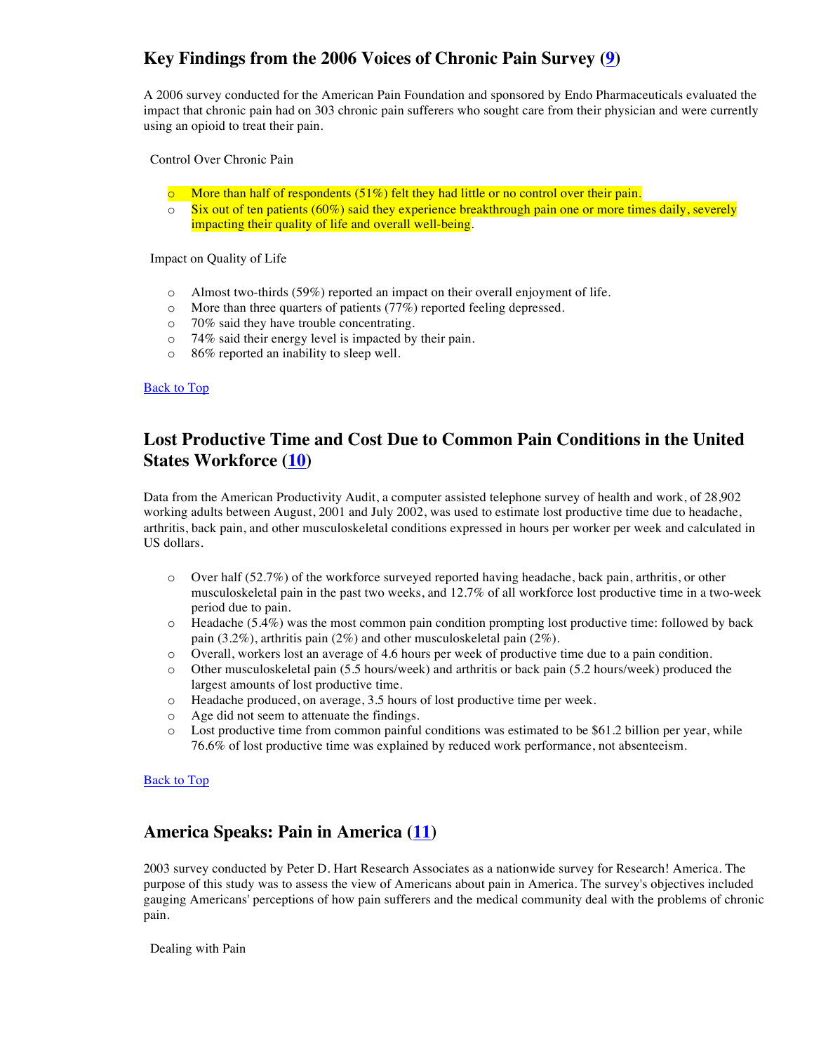## Key Findings from the 2006 Voices of Chronic Pain Survey ([9](#))

A 2006 survey conducted for the American Pain Foundation and sponsored by Endo Pharmaceuticals evaluated the impact that chronic pain had on 303 chronic pain sufferers who sought care from their physician and were currently using an opioid to treat their pain.

Control Over Chronic Pain

- More than half of respondents (51%) felt they had little or no control over their pain.
- Six out of ten patients (60%) said they experience breakthrough pain one or more times daily, severely impacting their quality of life and overall well-being.

Impact on Quality of Life

- Almost two-thirds (59%) reported an impact on their overall enjoyment of life.
- More than three quarters of patients (77%) reported feeling depressed.
- 70% said they have trouble concentrating.
- 74% said their energy level is impacted by their pain.
- 86% reported an inability to sleep well.

[Back to Top](#)

## Lost Productive Time and Cost Due to Common Pain Conditions in the United States Workforce ([10](#))

Data from the American Productivity Audit, a computer assisted telephone survey of health and work, of 28,902 working adults between August, 2001 and July 2002, was used to estimate lost productive time due to headache, arthritis, back pain, and other musculoskeletal conditions expressed in hours per worker per week and calculated in US dollars.

- Over half (52.7%) of the workforce surveyed reported having headache, back pain, arthritis, or other musculoskeletal pain in the past two weeks, and 12.7% of all workforce lost productive time in a two-week period due to pain.
- Headache (5.4%) was the most common pain condition prompting lost productive time: followed by back pain (3.2%), arthritis pain (2%) and other musculoskeletal pain (2%).
- Overall, workers lost an average of 4.6 hours per week of productive time due to a pain condition.
- Other musculoskeletal pain (5.5 hours/week) and arthritis or back pain (5.2 hours/week) produced the largest amounts of lost productive time.
- Headache produced, on average, 3.5 hours of lost productive time per week.
- Age did not seem to attenuate the findings.
- Lost productive time from common painful conditions was estimated to be $61.2 billion per year, while 76.6% of lost productive time was explained by reduced work performance, not absenteeism.

[Back to Top](#)

## America Speaks: Pain in America ([11](#))

2003 survey conducted by Peter D. Hart Research Associates as a nationwide survey for Research! America. The purpose of this study was to assess the view of Americans about pain in America. The survey's objectives included gauging Americans' perceptions of how pain sufferers and the medical community deal with the problems of chronic pain.

Dealing with Pain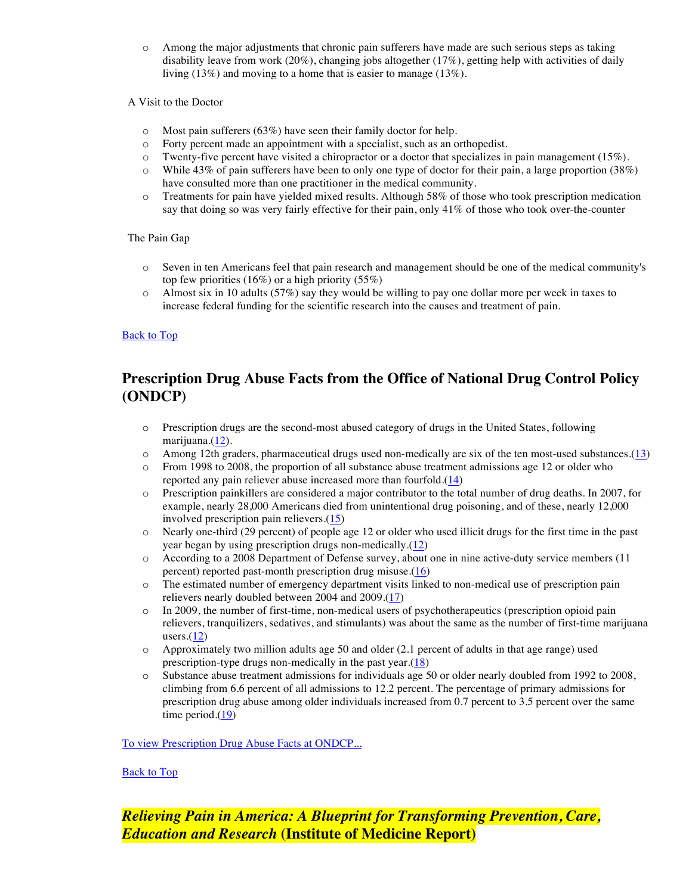- Among the major adjustments that chronic pain sufferers have made are such serious steps as taking disability leave from work (20%), changing jobs altogether (17%), getting help with activities of daily living (13%) and moving to a home that is easier to manage (13%).

A Visit to the Doctor

- Most pain sufferers (63%) have seen their family doctor for help.
- Forty percent made an appointment with a specialist, such as an orthopedist.
- Twenty-five percent have visited a chiropractor or a doctor that specializes in pain management (15%).
- While 43% of pain sufferers have been to only one type of doctor for their pain, a large proportion (38%) have consulted more than one practitioner in the medical community.
- Treatments for pain have yielded mixed results. Although 58% of those who took prescription medication say that doing so was very fairly effective for their pain, only 41% of those who took over-the-counter

The Pain Gap

- Seven in ten Americans feel that pain research and management should be one of the medical community's top few priorities (16%) or a high priority (55%)
- Almost six in 10 adults (57%) say they would be willing to pay one dollar more per week in taxes to increase federal funding for the scientific research into the causes and treatment of pain.

[Back to Top]

## Prescription Drug Abuse Facts from the Office of National Drug Control Policy (ONDCP)

- Prescription drugs are the second-most abused category of drugs in the United States, following marijuana.(12).
- Among 12th graders, pharmaceutical drugs used non-medically are six of the ten most-used substances.(13)
- From 1998 to 2008, the proportion of all substance abuse treatment admissions age 12 or older who reported any pain reliever abuse increased more than fourfold.(14)
- Prescription painkillers are considered a major contributor to the total number of drug deaths. In 2007, for example, nearly 28,000 Americans died from unintentional drug poisoning, and of these, nearly 12,000 involved prescription pain relievers.(15)
- Nearly one-third (29 percent) of people age 12 or older who used illicit drugs for the first time in the past year began by using prescription drugs non-medically.(12)
- According to a 2008 Department of Defense survey, about one in nine active-duty service members (11 percent) reported past-month prescription drug misuse.(16)
- The estimated number of emergency department visits linked to non-medical use of prescription pain relievers nearly doubled between 2004 and 2009.(17)
- In 2009, the number of first-time, non-medical users of psychotherapeutics (prescription opioid pain relievers, tranquilizers, sedatives, and stimulants) was about the same as the number of first-time marijuana users.(12)
- Approximately two million adults age 50 and older (2.1 percent of adults in that age range) used prescription-type drugs non-medically in the past year.(18)
- Substance abuse treatment admissions for individuals age 50 or older nearly doubled from 1992 to 2008, climbing from 6.6 percent of all admissions to 12.2 percent. The percentage of primary admissions for prescription drug abuse among older individuals increased from 0.7 percent to 3.5 percent over the same time period.(19)

[To view Prescription Drug Abuse Facts at ONDCP...]

[Back to Top]

## *Relieving Pain in America: A Blueprint for Transforming Prevention, Care, Education and Research* (Institute of Medicine Report)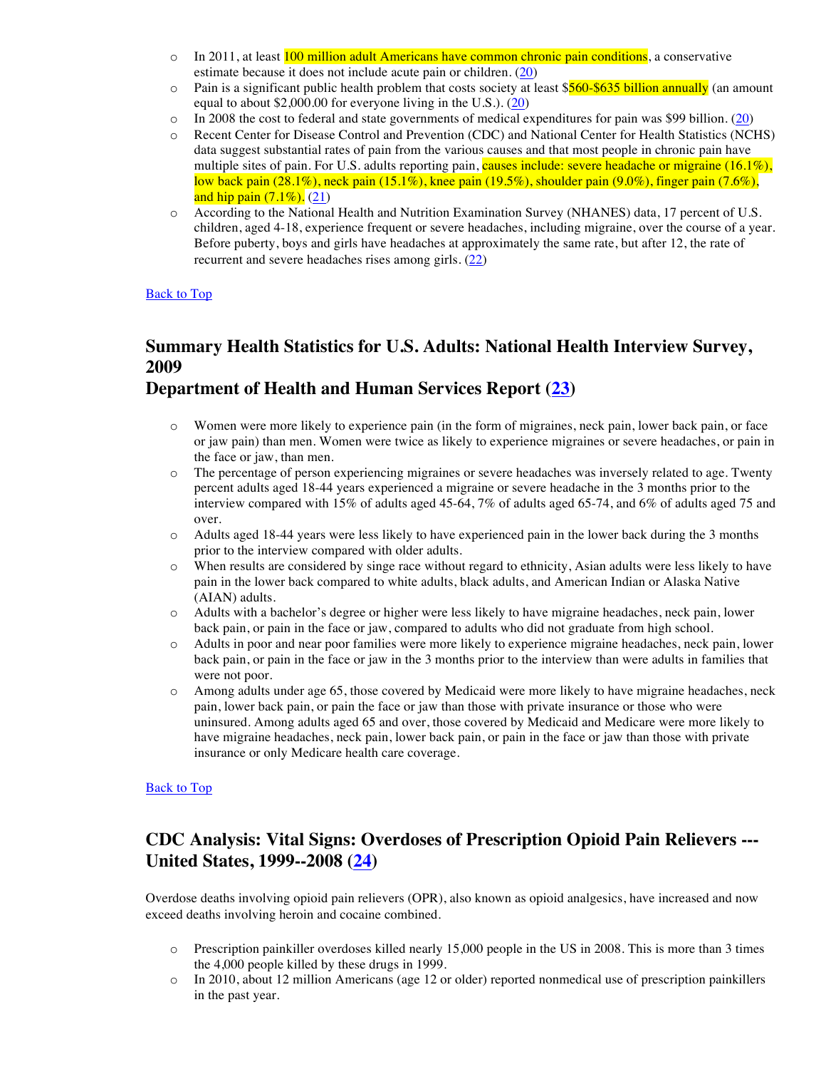- In 2011, at least 100 million adult Americans have common chronic pain conditions, a conservative estimate because it does not include acute pain or children. (20)
- Pain is a significant public health problem that costs society at least $560-$635 billion annually (an amount equal to about $2,000.00 for everyone living in the U.S.). (20)
- In 2008 the cost to federal and state governments of medical expenditures for pain was $99 billion. (20)
- Recent Center for Disease Control and Prevention (CDC) and National Center for Health Statistics (NCHS) data suggest substantial rates of pain from the various causes and that most people in chronic pain have multiple sites of pain. For U.S. adults reporting pain, causes include: severe headache or migraine (16.1%), low back pain (28.1%), neck pain (15.1%), knee pain (19.5%), shoulder pain (9.0%), finger pain (7.6%), and hip pain (7.1%). (21)
- According to the National Health and Nutrition Examination Survey (NHANES) data, 17 percent of U.S. children, aged 4-18, experience frequent or severe headaches, including migraine, over the course of a year. Before puberty, boys and girls have headaches at approximately the same rate, but after 12, the rate of recurrent and severe headaches rises among girls. (22)

Back to Top

## Summary Health Statistics for U.S. Adults: National Health Interview Survey, 2009
## Department of Health and Human Services Report (23)

- Women were more likely to experience pain (in the form of migraines, neck pain, lower back pain, or face or jaw pain) than men. Women were twice as likely to experience migraines or severe headaches, or pain in the face or jaw, than men.
- The percentage of person experiencing migraines or severe headaches was inversely related to age. Twenty percent adults aged 18-44 years experienced a migraine or severe headache in the 3 months prior to the interview compared with 15% of adults aged 45-64, 7% of adults aged 65-74, and 6% of adults aged 75 and over.
- Adults aged 18-44 years were less likely to have experienced pain in the lower back during the 3 months prior to the interview compared with older adults.
- When results are considered by singe race without regard to ethnicity, Asian adults were less likely to have pain in the lower back compared to white adults, black adults, and American Indian or Alaska Native (AIAN) adults.
- Adults with a bachelor's degree or higher were less likely to have migraine headaches, neck pain, lower back pain, or pain in the face or jaw, compared to adults who did not graduate from high school.
- Adults in poor and near poor families were more likely to experience migraine headaches, neck pain, lower back pain, or pain in the face or jaw in the 3 months prior to the interview than were adults in families that were not poor.
- Among adults under age 65, those covered by Medicaid were more likely to have migraine headaches, neck pain, lower back pain, or pain the face or jaw than those with private insurance or those who were uninsured. Among adults aged 65 and over, those covered by Medicaid and Medicare were more likely to have migraine headaches, neck pain, lower back pain, or pain in the face or jaw than those with private insurance or only Medicare health care coverage.

Back to Top

## CDC Analysis: Vital Signs: Overdoses of Prescription Opioid Pain Relievers --- United States, 1999--2008 (24)

Overdose deaths involving opioid pain relievers (OPR), also known as opioid analgesics, have increased and now exceed deaths involving heroin and cocaine combined.

- Prescription painkiller overdoses killed nearly 15,000 people in the US in 2008. This is more than 3 times the 4,000 people killed by these drugs in 1999.
- In 2010, about 12 million Americans (age 12 or older) reported nonmedical use of prescription painkillers in the past year.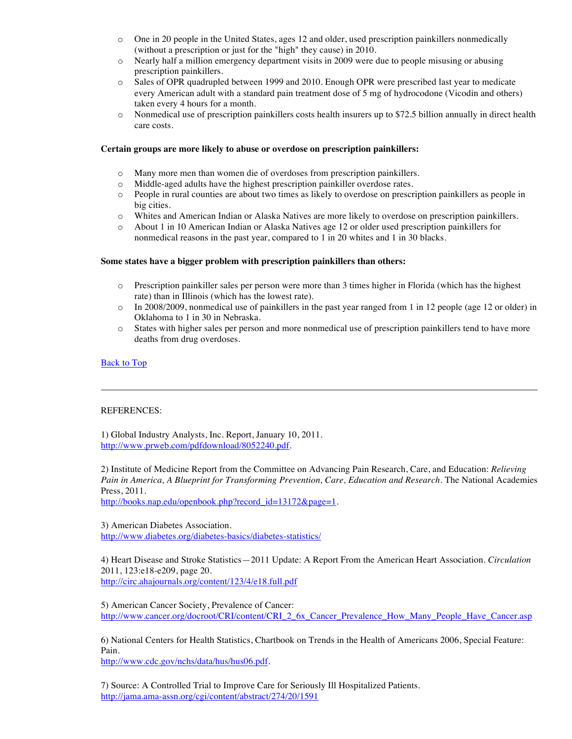- One in 20 people in the United States, ages 12 and older, used prescription painkillers nonmedically (without a prescription or just for the "high" they cause) in 2010.
- Nearly half a million emergency department visits in 2009 were due to people misusing or abusing prescription painkillers.
- Sales of OPR quadrupled between 1999 and 2010. Enough OPR were prescribed last year to medicate every American adult with a standard pain treatment dose of 5 mg of hydrocodone (Vicodin and others) taken every 4 hours for a month.
- Nonmedical use of prescription painkillers costs health insurers up to $72.5 billion annually in direct health care costs.

**Certain groups are more likely to abuse or overdose on prescription painkillers:**

- Many more men than women die of overdoses from prescription painkillers.
- Middle-aged adults have the highest prescription painkiller overdose rates.
- People in rural counties are about two times as likely to overdose on prescription painkillers as people in big cities.
- Whites and American Indian or Alaska Natives are more likely to overdose on prescription painkillers.
- About 1 in 10 American Indian or Alaska Natives age 12 or older used prescription painkillers for nonmedical reasons in the past year, compared to 1 in 20 whites and 1 in 30 blacks.

**Some states have a bigger problem with prescription painkillers than others:**

- Prescription painkiller sales per person were more than 3 times higher in Florida (which has the highest rate) than in Illinois (which has the lowest rate).
- In 2008/2009, nonmedical use of painkillers in the past year ranged from 1 in 12 people (age 12 or older) in Oklahoma to 1 in 30 in Nebraska.
- States with higher sales per person and more nonmedical use of prescription painkillers tend to have more deaths from drug overdoses.

[Back to Top]

---

REFERENCES:

1) Global Industry Analysts, Inc. Report, January 10, 2011.
http://www.prweb.com/pdfdownload/8052240.pdf.

2) Institute of Medicine Report from the Committee on Advancing Pain Research, Care, and Education: *Relieving Pain in America, A Blueprint for Transforming Prevention, Care, Education and Research*. The National Academies Press, 2011.
http://books.nap.edu/openbook.php?record_id=13172&page=1.

3) American Diabetes Association.
http://www.diabetes.org/diabetes-basics/diabetes-statistics/

4) Heart Disease and Stroke Statistics—2011 Update: A Report From the American Heart Association. *Circulation* 2011, 123:e18-e209, page 20.
http://circ.ahajournals.org/content/123/4/e18.full.pdf

5) American Cancer Society, Prevalence of Cancer:
http://www.cancer.org/docroot/CRI/content/CRI_2_6x_Cancer_Prevalence_How_Many_People_Have_Cancer.asp

6) National Centers for Health Statistics, Chartbook on Trends in the Health of Americans 2006, Special Feature: Pain.
http://www.cdc.gov/nchs/data/hus/hus06.pdf.

7) Source: A Controlled Trial to Improve Care for Seriously Ill Hospitalized Patients.
http://jama.ama-assn.org/cgi/content/abstract/274/20/1591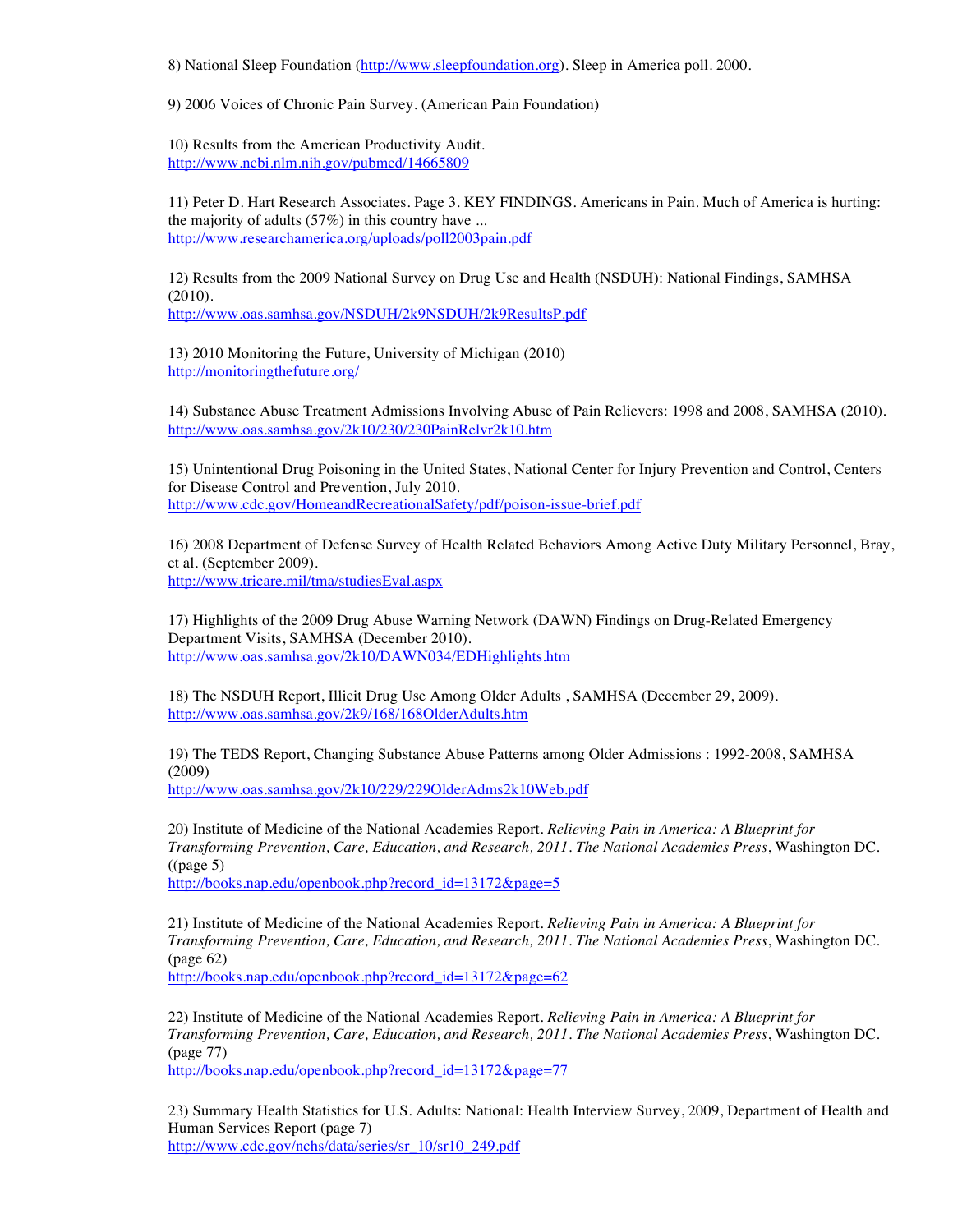8) National Sleep Foundation (http://www.sleepfoundation.org). Sleep in America poll. 2000.

9) 2006 Voices of Chronic Pain Survey. (American Pain Foundation)

10) Results from the American Productivity Audit.
http://www.ncbi.nlm.nih.gov/pubmed/14665809

11) Peter D. Hart Research Associates. Page 3. KEY FINDINGS. Americans in Pain. Much of America is hurting: the majority of adults (57%) in this country have ...
http://www.researchamerica.org/uploads/poll2003pain.pdf

12) Results from the 2009 National Survey on Drug Use and Health (NSDUH): National Findings, SAMHSA (2010).
http://www.oas.samhsa.gov/NSDUH/2k9NSDUH/2k9ResultsP.pdf

13) 2010 Monitoring the Future, University of Michigan (2010)
http://monitoringthefuture.org/

14) Substance Abuse Treatment Admissions Involving Abuse of Pain Relievers: 1998 and 2008, SAMHSA (2010).
http://www.oas.samhsa.gov/2k10/230/230PainRelvr2k10.htm

15) Unintentional Drug Poisoning in the United States, National Center for Injury Prevention and Control, Centers for Disease Control and Prevention, July 2010.
http://cdc.gov/HomeandRecreationalSafety/pdf/poison-issue-brief.pdf

16) 2008 Department of Defense Survey of Health Related Behaviors Among Active Duty Military Personnel, Bray, et al. (September 2009).
http://www.tricare.mil/tma/studiesEval.aspx

17) Highlights of the 2009 Drug Abuse Warning Network (DAWN) Findings on Drug-Related Emergency Department Visits, SAMHSA (December 2010).
http://www.oas.samhsa.gov/2k10/DAWN034/EDHighlights.htm

18) The NSDUH Report, Illicit Drug Use Among Older Adults , SAMHSA (December 29, 2009).
http://www.oas.samhsa.gov/2k9/168/168OlderAdults.htm

19) The TEDS Report, Changing Substance Abuse Patterns among Older Admissions : 1992-2008, SAMHSA (2009)
http://www.oas.samhsa.gov/2k10/229/229OlderAdms2k10Web.pdf

20) Institute of Medicine of the National Academies Report. *Relieving Pain in America: A Blueprint for Transforming Prevention, Care, Education, and Research, 2011. The National Academies Press*, Washington DC. ((page 5)
http://books.nap.edu/openbook.php?record_id=13172&page=5

21) Institute of Medicine of the National Academies Report. *Relieving Pain in America: A Blueprint for Transforming Prevention, Care, Education, and Research, 2011. The National Academies Press*, Washington DC. (page 62)
http://books.nap.edu/openbook.php?record_id=13172&page=62

22) Institute of Medicine of the National Academies Report. *Relieving Pain in America: A Blueprint for Transforming Prevention, Care, Education, and Research, 2011. The National Academies Press*, Washington DC. (page 77)
http://books.nap.edu/openbook.php?record_id=13172&page=77

23) Summary Health Statistics for U.S. Adults: National: Health Interview Survey, 2009, Department of Health and Human Services Report (page 7)
http://www.cdc.gov/nchs/data/series/sr_10/sr10_249.pdf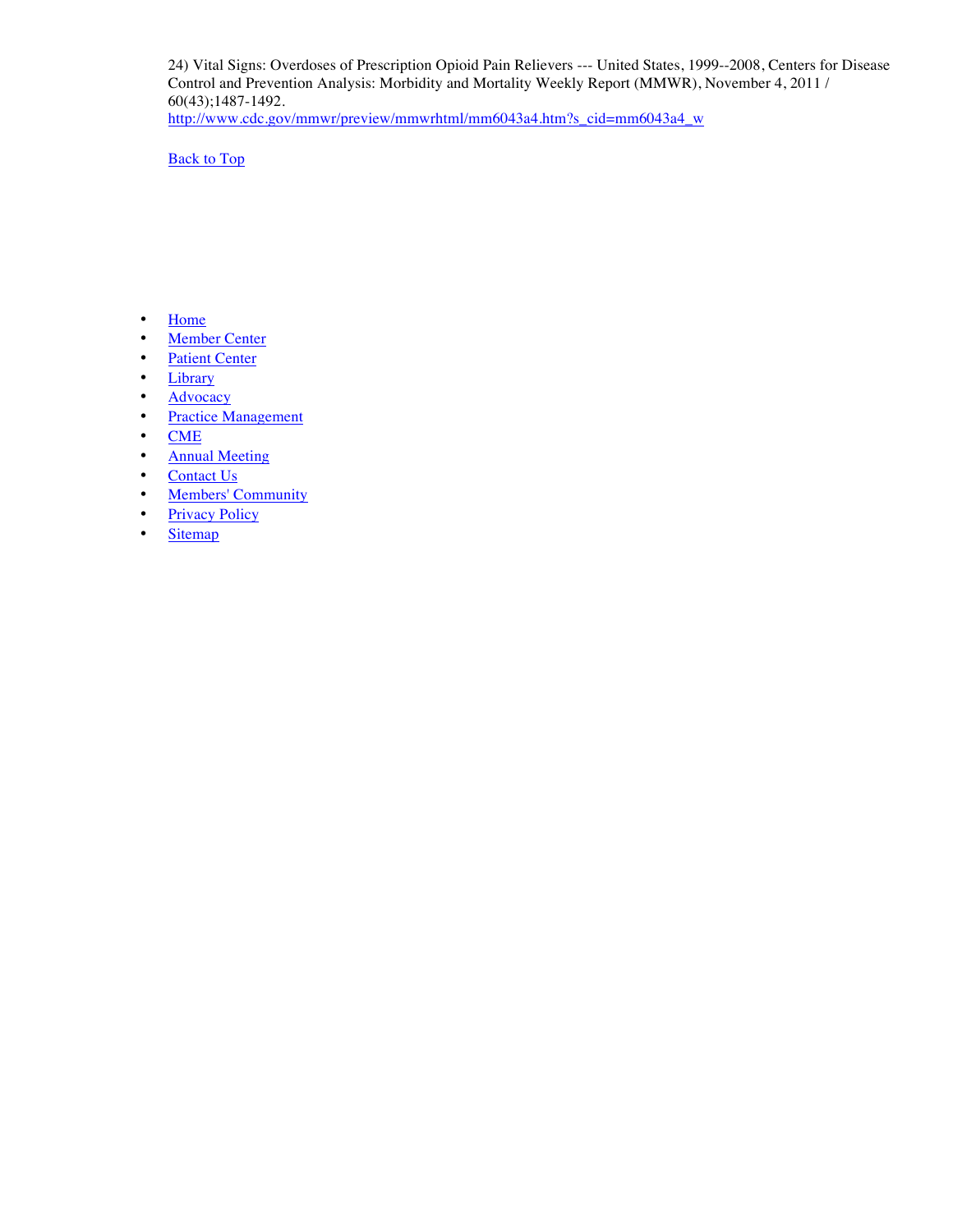24) Vital Signs: Overdoses of Prescription Opioid Pain Relievers --- United States, 1999--2008, Centers for Disease Control and Prevention Analysis: Morbidity and Mortality Weekly Report (MMWR), November 4, 2011 / 60(43);1487-1492. http://www.cdc.gov/mmwr/preview/mmwrhtml/mm6043a4.htm?s_cid=mm6043a4_w

Back to Top

- Home
- Member Center
- Patient Center
- Library
- Advocacy
- Practice Management
- CME
- Annual Meeting
- Contact Us
- Members' Community
- Privacy Policy
- Sitemap